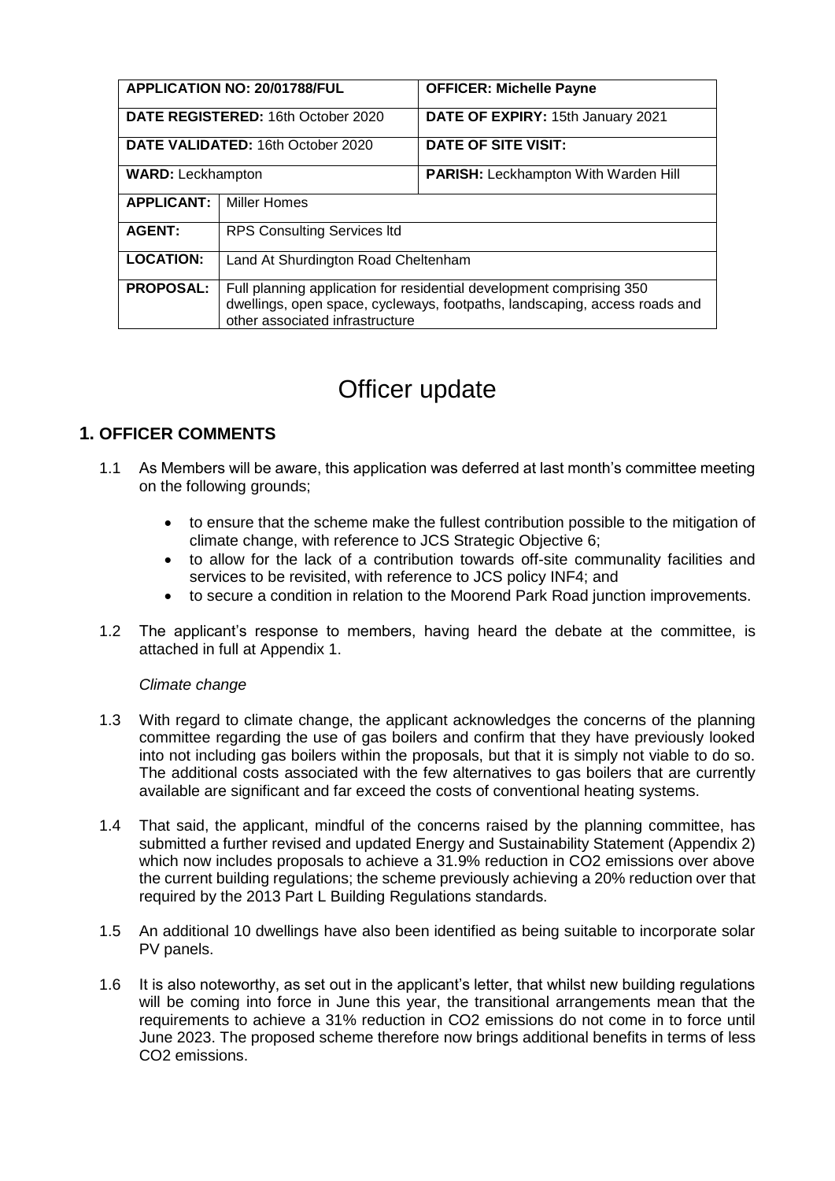| APPLICATION NO: 20/01788/FUL | | OFFICER: Michelle Payne |
|---|---|---|
| DATE REGISTERED: 16th October 2020 | | DATE OF EXPIRY: 15th January 2021 |
| DATE VALIDATED: 16th October 2020 | | DATE OF SITE VISIT: |
| WARD: Leckhampton | | PARISH: Leckhampton With Warden Hill |
| APPLICANT: | Miller Homes | |
| AGENT: | RPS Consulting Services ltd | |
| LOCATION: | Land At Shurdington Road Cheltenham | |
| PROPOSAL: | Full planning application for residential development comprising 350 dwellings, open space, cycleways, footpaths, landscaping, access roads and other associated infrastructure | |

# Officer update

## 1. OFFICER COMMENTS

1.1 As Members will be aware, this application was deferred at last month's committee meeting on the following grounds;

- to ensure that the scheme make the fullest contribution possible to the mitigation of climate change, with reference to JCS Strategic Objective 6;
- to allow for the lack of a contribution towards off-site communality facilities and services to be revisited, with reference to JCS policy INF4; and
- to secure a condition in relation to the Moorend Park Road junction improvements.

1.2 The applicant's response to members, having heard the debate at the committee, is attached in full at Appendix 1.

*Climate change*

1.3 With regard to climate change, the applicant acknowledges the concerns of the planning committee regarding the use of gas boilers and confirm that they have previously looked into not including gas boilers within the proposals, but that it is simply not viable to do so. The additional costs associated with the few alternatives to gas boilers that are currently available are significant and far exceed the costs of conventional heating systems.

1.4 That said, the applicant, mindful of the concerns raised by the planning committee, has submitted a further revised and updated Energy and Sustainability Statement (Appendix 2) which now includes proposals to achieve a 31.9% reduction in $CO_2$ emissions over above the current building regulations; the scheme previously achieving a 20% reduction over that required by the 2013 Part L Building Regulations standards.

1.5 An additional 10 dwellings have also been identified as being suitable to incorporate solar PV panels.

1.6 It is also noteworthy, as set out in the applicant's letter, that whilst new building regulations will be coming into force in June this year, the transitional arrangements mean that the requirements to achieve a 31% reduction in $CO_2$ emissions do not come in to force until June 2023. The proposed scheme therefore now brings additional benefits in terms of less $CO_2$ emissions.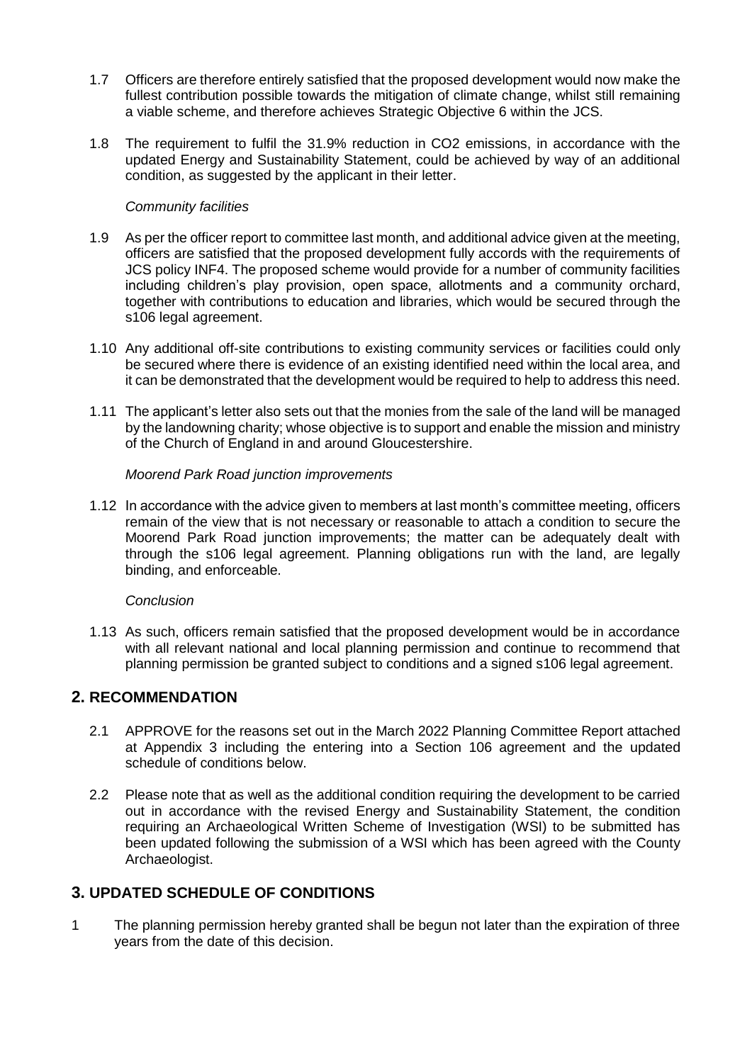1.7 Officers are therefore entirely satisfied that the proposed development would now make the fullest contribution possible towards the mitigation of climate change, whilst still remaining a viable scheme, and therefore achieves Strategic Objective 6 within the JCS.

1.8 The requirement to fulfil the 31.9% reduction in $CO_2$ emissions, in accordance with the updated Energy and Sustainability Statement, could be achieved by way of an additional condition, as suggested by the applicant in their letter.

*Community facilities*

1.9 As per the officer report to committee last month, and additional advice given at the meeting, officers are satisfied that the proposed development fully accords with the requirements of JCS policy INF4. The proposed scheme would provide for a number of community facilities including children's play provision, open space, allotments and a community orchard, together with contributions to education and libraries, which would be secured through the s106 legal agreement.

1.10 Any additional off-site contributions to existing community services or facilities could only be secured where there is evidence of an existing identified need within the local area, and it can be demonstrated that the development would be required to help to address this need.

1.11 The applicant's letter also sets out that the monies from the sale of the land will be managed by the landowning charity; whose objective is to support and enable the mission and ministry of the Church of England in and around Gloucestershire.

*Moorend Park Road junction improvements*

1.12 In accordance with the advice given to members at last month's committee meeting, officers remain of the view that is not necessary or reasonable to attach a condition to secure the Moorend Park Road junction improvements; the matter can be adequately dealt with through the s106 legal agreement. Planning obligations run with the land, are legally binding, and enforceable.

*Conclusion*

1.13 As such, officers remain satisfied that the proposed development would be in accordance with all relevant national and local planning permission and continue to recommend that planning permission be granted subject to conditions and a signed s106 legal agreement.

## 2. RECOMMENDATION

2.1 APPROVE for the reasons set out in the March 2022 Planning Committee Report attached at Appendix 3 including the entering into a Section 106 agreement and the updated schedule of conditions below.

2.2 Please note that as well as the additional condition requiring the development to be carried out in accordance with the revised Energy and Sustainability Statement, the condition requiring an Archaeological Written Scheme of Investigation (WSI) to be submitted has been updated following the submission of a WSI which has been agreed with the County Archaeologist.

## 3. UPDATED SCHEDULE OF CONDITIONS

1 The planning permission hereby granted shall be begun not later than the expiration of three years from the date of this decision.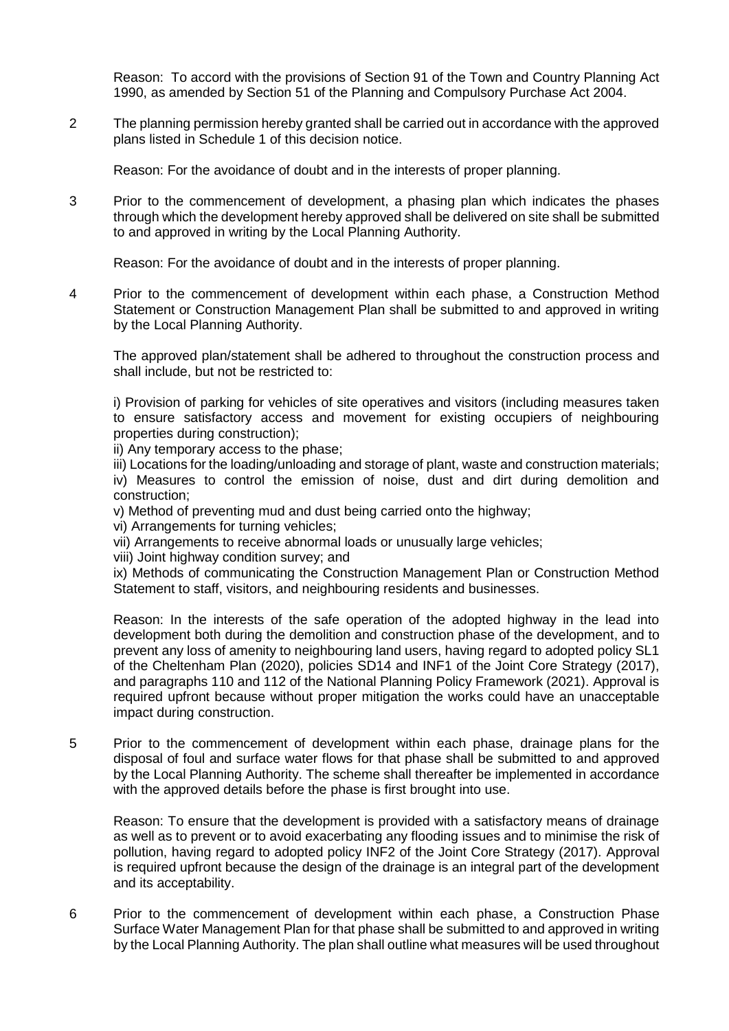Reason: To accord with the provisions of Section 91 of the Town and Country Planning Act 1990, as amended by Section 51 of the Planning and Compulsory Purchase Act 2004.

2 The planning permission hereby granted shall be carried out in accordance with the approved plans listed in Schedule 1 of this decision notice.

Reason: For the avoidance of doubt and in the interests of proper planning.

3 Prior to the commencement of development, a phasing plan which indicates the phases through which the development hereby approved shall be delivered on site shall be submitted to and approved in writing by the Local Planning Authority.

Reason: For the avoidance of doubt and in the interests of proper planning.

4 Prior to the commencement of development within each phase, a Construction Method Statement or Construction Management Plan shall be submitted to and approved in writing by the Local Planning Authority.

The approved plan/statement shall be adhered to throughout the construction process and shall include, but not be restricted to:

i) Provision of parking for vehicles of site operatives and visitors (including measures taken to ensure satisfactory access and movement for existing occupiers of neighbouring properties during construction);
ii) Any temporary access to the phase;
iii) Locations for the loading/unloading and storage of plant, waste and construction materials;
iv) Measures to control the emission of noise, dust and dirt during demolition and construction;
v) Method of preventing mud and dust being carried onto the highway;
vi) Arrangements for turning vehicles;
vii) Arrangements to receive abnormal loads or unusually large vehicles;
viii) Joint highway condition survey; and
ix) Methods of communicating the Construction Management Plan or Construction Method Statement to staff, visitors, and neighbouring residents and businesses.

Reason: In the interests of the safe operation of the adopted highway in the lead into development both during the demolition and construction phase of the development, and to prevent any loss of amenity to neighbouring land users, having regard to adopted policy SL1 of the Cheltenham Plan (2020), policies SD14 and INF1 of the Joint Core Strategy (2017), and paragraphs 110 and 112 of the National Planning Policy Framework (2021). Approval is required upfront because without proper mitigation the works could have an unacceptable impact during construction.

5 Prior to the commencement of development within each phase, drainage plans for the disposal of foul and surface water flows for that phase shall be submitted to and approved by the Local Planning Authority. The scheme shall thereafter be implemented in accordance with the approved details before the phase is first brought into use.

Reason: To ensure that the development is provided with a satisfactory means of drainage as well as to prevent or to avoid exacerbating any flooding issues and to minimise the risk of pollution, having regard to adopted policy INF2 of the Joint Core Strategy (2017). Approval is required upfront because the design of the drainage is an integral part of the development and its acceptability.

6 Prior to the commencement of development within each phase, a Construction Phase Surface Water Management Plan for that phase shall be submitted to and approved in writing by the Local Planning Authority. The plan shall outline what measures will be used throughout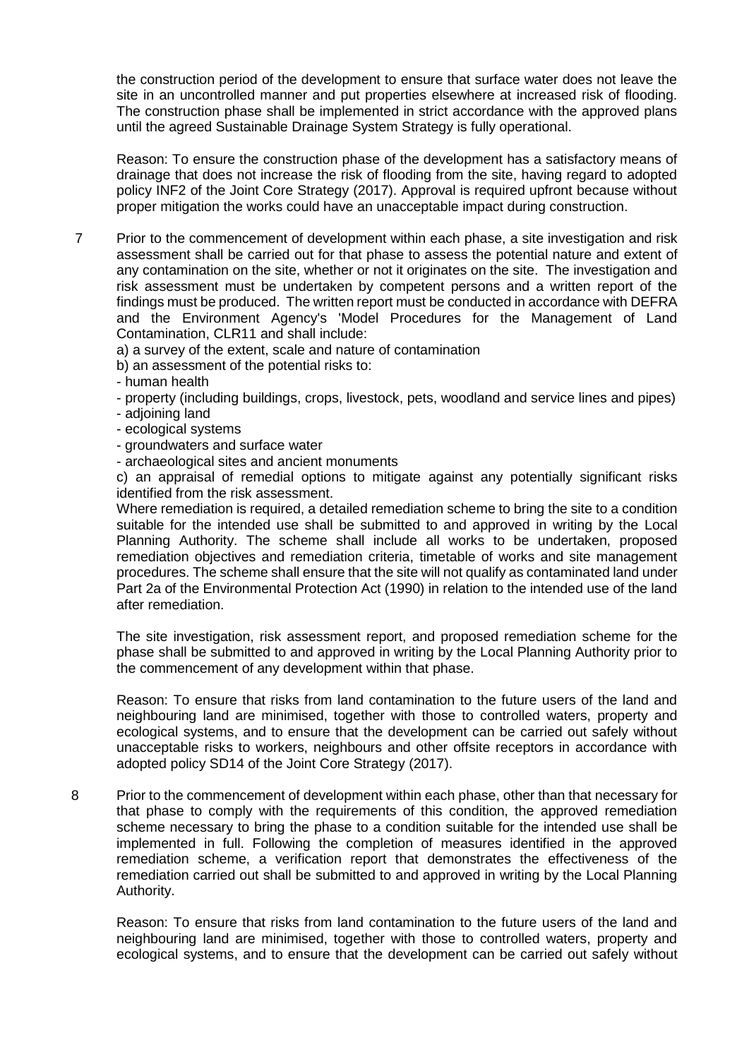the construction period of the development to ensure that surface water does not leave the site in an uncontrolled manner and put properties elsewhere at increased risk of flooding. The construction phase shall be implemented in strict accordance with the approved plans until the agreed Sustainable Drainage System Strategy is fully operational.

Reason: To ensure the construction phase of the development has a satisfactory means of drainage that does not increase the risk of flooding from the site, having regard to adopted policy INF2 of the Joint Core Strategy (2017). Approval is required upfront because without proper mitigation the works could have an unacceptable impact during construction.

7 Prior to the commencement of development within each phase, a site investigation and risk assessment shall be carried out for that phase to assess the potential nature and extent of any contamination on the site, whether or not it originates on the site. The investigation and risk assessment must be undertaken by competent persons and a written report of the findings must be produced. The written report must be conducted in accordance with DEFRA and the Environment Agency's 'Model Procedures for the Management of Land Contamination, CLR11 and shall include:

a) a survey of the extent, scale and nature of contamination

b) an assessment of the potential risks to:

- human health
- property (including buildings, crops, livestock, pets, woodland and service lines and pipes)
- adjoining land
- ecological systems
- groundwaters and surface water
- archaeological sites and ancient monuments

c) an appraisal of remedial options to mitigate against any potentially significant risks identified from the risk assessment.

Where remediation is required, a detailed remediation scheme to bring the site to a condition suitable for the intended use shall be submitted to and approved in writing by the Local Planning Authority. The scheme shall include all works to be undertaken, proposed remediation objectives and remediation criteria, timetable of works and site management procedures. The scheme shall ensure that the site will not qualify as contaminated land under Part 2a of the Environmental Protection Act (1990) in relation to the intended use of the land after remediation.

The site investigation, risk assessment report, and proposed remediation scheme for the phase shall be submitted to and approved in writing by the Local Planning Authority prior to the commencement of any development within that phase.

Reason: To ensure that risks from land contamination to the future users of the land and neighbouring land are minimised, together with those to controlled waters, property and ecological systems, and to ensure that the development can be carried out safely without unacceptable risks to workers, neighbours and other offsite receptors in accordance with adopted policy SD14 of the Joint Core Strategy (2017).

8 Prior to the commencement of development within each phase, other than that necessary for that phase to comply with the requirements of this condition, the approved remediation scheme necessary to bring the phase to a condition suitable for the intended use shall be implemented in full. Following the completion of measures identified in the approved remediation scheme, a verification report that demonstrates the effectiveness of the remediation carried out shall be submitted to and approved in writing by the Local Planning Authority.

Reason: To ensure that risks from land contamination to the future users of the land and neighbouring land are minimised, together with those to controlled waters, property and ecological systems, and to ensure that the development can be carried out safely without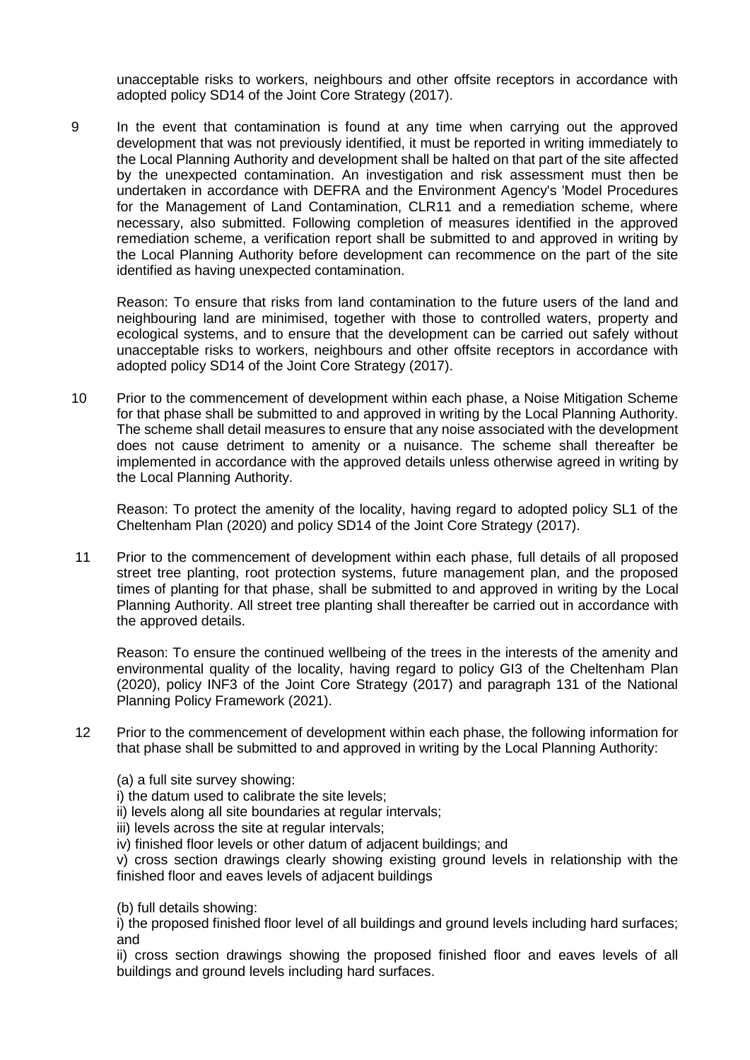unacceptable risks to workers, neighbours and other offsite receptors in accordance with adopted policy SD14 of the Joint Core Strategy (2017).

9 In the event that contamination is found at any time when carrying out the approved development that was not previously identified, it must be reported in writing immediately to the Local Planning Authority and development shall be halted on that part of the site affected by the unexpected contamination. An investigation and risk assessment must then be undertaken in accordance with DEFRA and the Environment Agency's 'Model Procedures for the Management of Land Contamination, CLR11 and a remediation scheme, where necessary, also submitted. Following completion of measures identified in the approved remediation scheme, a verification report shall be submitted to and approved in writing by the Local Planning Authority before development can recommence on the part of the site identified as having unexpected contamination.

Reason: To ensure that risks from land contamination to the future users of the land and neighbouring land are minimised, together with those to controlled waters, property and ecological systems, and to ensure that the development can be carried out safely without unacceptable risks to workers, neighbours and other offsite receptors in accordance with adopted policy SD14 of the Joint Core Strategy (2017).

10 Prior to the commencement of development within each phase, a Noise Mitigation Scheme for that phase shall be submitted to and approved in writing by the Local Planning Authority. The scheme shall detail measures to ensure that any noise associated with the development does not cause detriment to amenity or a nuisance. The scheme shall thereafter be implemented in accordance with the approved details unless otherwise agreed in writing by the Local Planning Authority.

Reason: To protect the amenity of the locality, having regard to adopted policy SL1 of the Cheltenham Plan (2020) and policy SD14 of the Joint Core Strategy (2017).

11 Prior to the commencement of development within each phase, full details of all proposed street tree planting, root protection systems, future management plan, and the proposed times of planting for that phase, shall be submitted to and approved in writing by the Local Planning Authority. All street tree planting shall thereafter be carried out in accordance with the approved details.

Reason: To ensure the continued wellbeing of the trees in the interests of the amenity and environmental quality of the locality, having regard to policy GI3 of the Cheltenham Plan (2020), policy INF3 of the Joint Core Strategy (2017) and paragraph 131 of the National Planning Policy Framework (2021).

12 Prior to the commencement of development within each phase, the following information for that phase shall be submitted to and approved in writing by the Local Planning Authority:

(a) a full site survey showing:
i) the datum used to calibrate the site levels;
ii) levels along all site boundaries at regular intervals;
iii) levels across the site at regular intervals;
iv) finished floor levels or other datum of adjacent buildings; and
v) cross section drawings clearly showing existing ground levels in relationship with the finished floor and eaves levels of adjacent buildings

(b) full details showing:
i) the proposed finished floor level of all buildings and ground levels including hard surfaces; and
ii) cross section drawings showing the proposed finished floor and eaves levels of all buildings and ground levels including hard surfaces.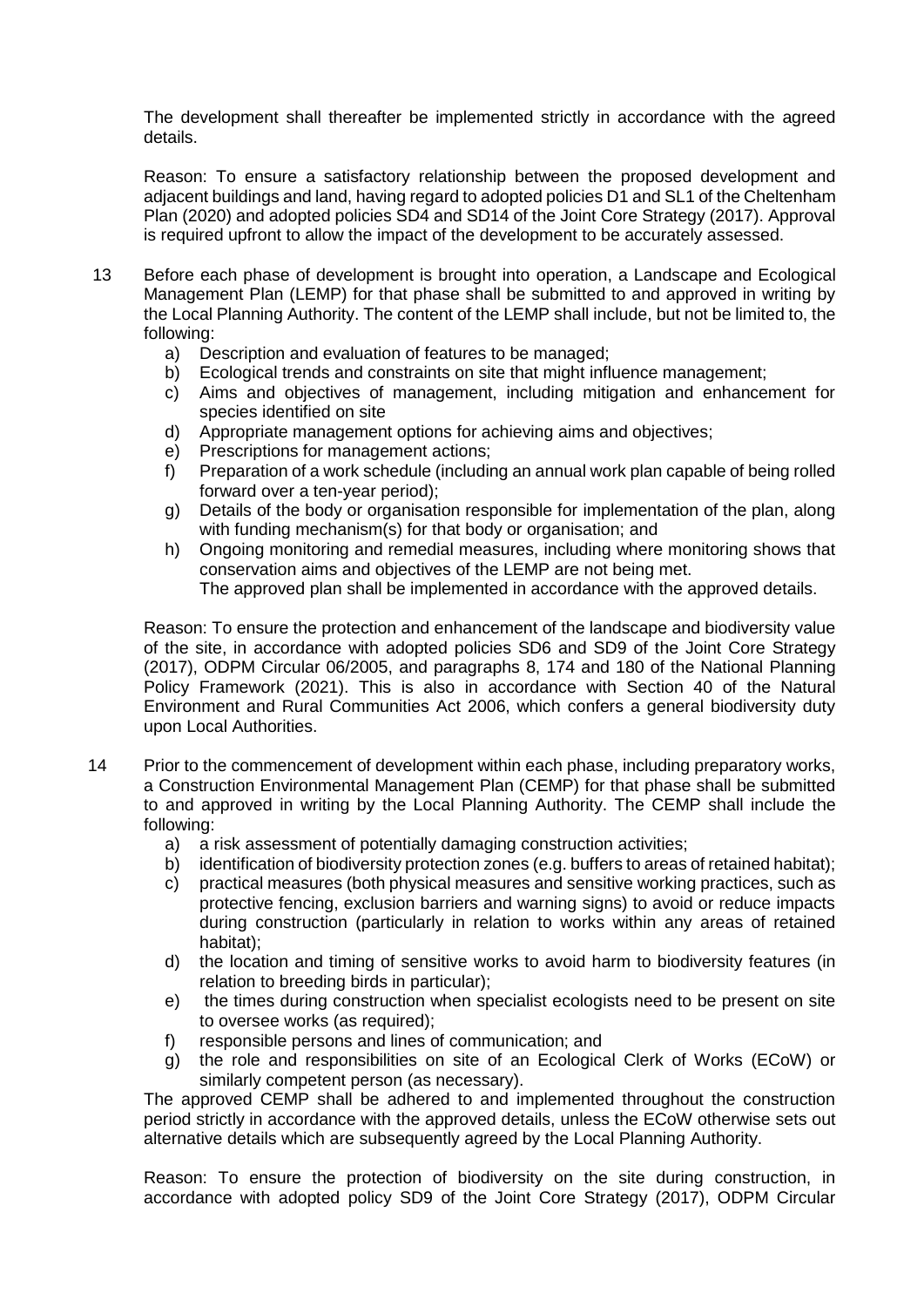The development shall thereafter be implemented strictly in accordance with the agreed details.

Reason: To ensure a satisfactory relationship between the proposed development and adjacent buildings and land, having regard to adopted policies D1 and SL1 of the Cheltenham Plan (2020) and adopted policies SD4 and SD14 of the Joint Core Strategy (2017). Approval is required upfront to allow the impact of the development to be accurately assessed.

13 Before each phase of development is brought into operation, a Landscape and Ecological Management Plan (LEMP) for that phase shall be submitted to and approved in writing by the Local Planning Authority. The content of the LEMP shall include, but not be limited to, the following:

a) Description and evaluation of features to be managed;
b) Ecological trends and constraints on site that might influence management;
c) Aims and objectives of management, including mitigation and enhancement for species identified on site
d) Appropriate management options for achieving aims and objectives;
e) Prescriptions for management actions;
f) Preparation of a work schedule (including an annual work plan capable of being rolled forward over a ten-year period);
g) Details of the body or organisation responsible for implementation of the plan, along with funding mechanism(s) for that body or organisation; and
h) Ongoing monitoring and remedial measures, including where monitoring shows that conservation aims and objectives of the LEMP are not being met.
The approved plan shall be implemented in accordance with the approved details.

Reason: To ensure the protection and enhancement of the landscape and biodiversity value of the site, in accordance with adopted policies SD6 and SD9 of the Joint Core Strategy (2017), ODPM Circular 06/2005, and paragraphs 8, 174 and 180 of the National Planning Policy Framework (2021). This is also in accordance with Section 40 of the Natural Environment and Rural Communities Act 2006, which confers a general biodiversity duty upon Local Authorities.

14 Prior to the commencement of development within each phase, including preparatory works, a Construction Environmental Management Plan (CEMP) for that phase shall be submitted to and approved in writing by the Local Planning Authority. The CEMP shall include the following:

a) a risk assessment of potentially damaging construction activities;
b) identification of biodiversity protection zones (e.g. buffers to areas of retained habitat);
c) practical measures (both physical measures and sensitive working practices, such as protective fencing, exclusion barriers and warning signs) to avoid or reduce impacts during construction (particularly in relation to works within any areas of retained habitat);
d) the location and timing of sensitive works to avoid harm to biodiversity features (in relation to breeding birds in particular);
e) the times during construction when specialist ecologists need to be present on site to oversee works (as required);
f) responsible persons and lines of communication; and
g) the role and responsibilities on site of an Ecological Clerk of Works (ECoW) or similarly competent person (as necessary).

The approved CEMP shall be adhered to and implemented throughout the construction period strictly in accordance with the approved details, unless the ECoW otherwise sets out alternative details which are subsequently agreed by the Local Planning Authority.

Reason: To ensure the protection of biodiversity on the site during construction, in accordance with adopted policy SD9 of the Joint Core Strategy (2017), ODPM Circular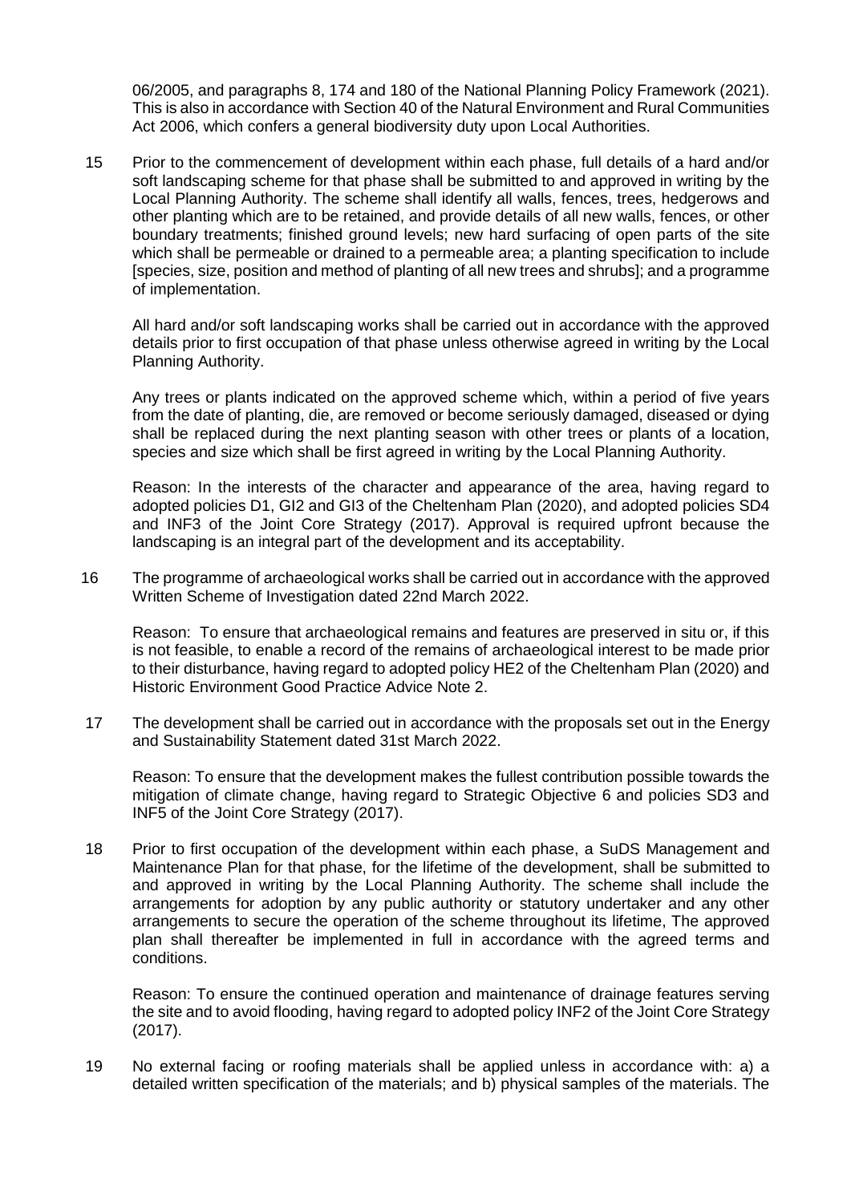06/2005, and paragraphs 8, 174 and 180 of the National Planning Policy Framework (2021). This is also in accordance with Section 40 of the Natural Environment and Rural Communities Act 2006, which confers a general biodiversity duty upon Local Authorities.

15 Prior to the commencement of development within each phase, full details of a hard and/or soft landscaping scheme for that phase shall be submitted to and approved in writing by the Local Planning Authority. The scheme shall identify all walls, fences, trees, hedgerows and other planting which are to be retained, and provide details of all new walls, fences, or other boundary treatments; finished ground levels; new hard surfacing of open parts of the site which shall be permeable or drained to a permeable area; a planting specification to include [species, size, position and method of planting of all new trees and shrubs]; and a programme of implementation.

All hard and/or soft landscaping works shall be carried out in accordance with the approved details prior to first occupation of that phase unless otherwise agreed in writing by the Local Planning Authority.

Any trees or plants indicated on the approved scheme which, within a period of five years from the date of planting, die, are removed or become seriously damaged, diseased or dying shall be replaced during the next planting season with other trees or plants of a location, species and size which shall be first agreed in writing by the Local Planning Authority.

Reason: In the interests of the character and appearance of the area, having regard to adopted policies D1, GI2 and GI3 of the Cheltenham Plan (2020), and adopted policies SD4 and INF3 of the Joint Core Strategy (2017). Approval is required upfront because the landscaping is an integral part of the development and its acceptability.

16 The programme of archaeological works shall be carried out in accordance with the approved Written Scheme of Investigation dated 22nd March 2022.

Reason: To ensure that archaeological remains and features are preserved in situ or, if this is not feasible, to enable a record of the remains of archaeological interest to be made prior to their disturbance, having regard to adopted policy HE2 of the Cheltenham Plan (2020) and Historic Environment Good Practice Advice Note 2.

17 The development shall be carried out in accordance with the proposals set out in the Energy and Sustainability Statement dated 31st March 2022.

Reason: To ensure that the development makes the fullest contribution possible towards the mitigation of climate change, having regard to Strategic Objective 6 and policies SD3 and INF5 of the Joint Core Strategy (2017).

18 Prior to first occupation of the development within each phase, a SuDS Management and Maintenance Plan for that phase, for the lifetime of the development, shall be submitted to and approved in writing by the Local Planning Authority. The scheme shall include the arrangements for adoption by any public authority or statutory undertaker and any other arrangements to secure the operation of the scheme throughout its lifetime, The approved plan shall thereafter be implemented in full in accordance with the agreed terms and conditions.

Reason: To ensure the continued operation and maintenance of drainage features serving the site and to avoid flooding, having regard to adopted policy INF2 of the Joint Core Strategy (2017).

19 No external facing or roofing materials shall be applied unless in accordance with: a) a detailed written specification of the materials; and b) physical samples of the materials. The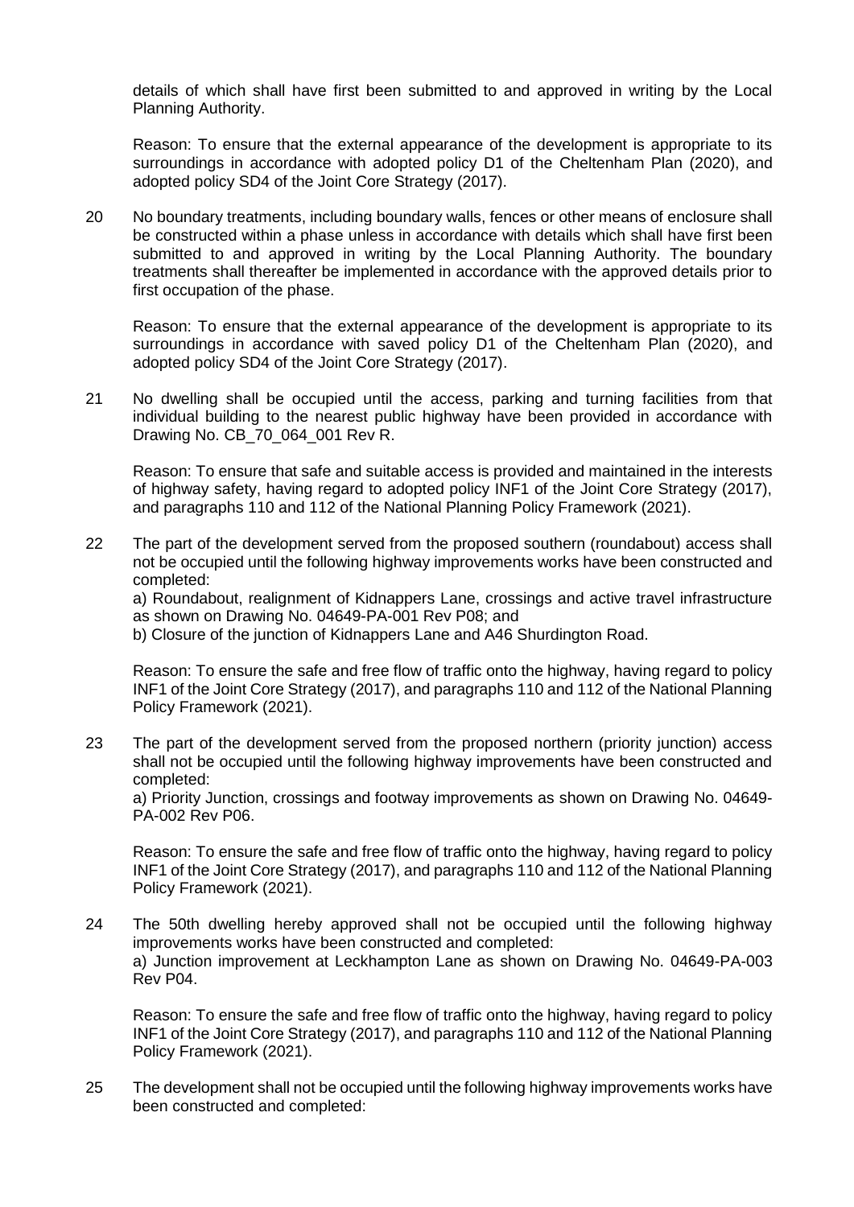details of which shall have first been submitted to and approved in writing by the Local Planning Authority.

Reason: To ensure that the external appearance of the development is appropriate to its surroundings in accordance with adopted policy D1 of the Cheltenham Plan (2020), and adopted policy SD4 of the Joint Core Strategy (2017).

20 No boundary treatments, including boundary walls, fences or other means of enclosure shall be constructed within a phase unless in accordance with details which shall have first been submitted to and approved in writing by the Local Planning Authority. The boundary treatments shall thereafter be implemented in accordance with the approved details prior to first occupation of the phase.

Reason: To ensure that the external appearance of the development is appropriate to its surroundings in accordance with saved policy D1 of the Cheltenham Plan (2020), and adopted policy SD4 of the Joint Core Strategy (2017).

21 No dwelling shall be occupied until the access, parking and turning facilities from that individual building to the nearest public highway have been provided in accordance with Drawing No. CB_70_064_001 Rev R.

Reason: To ensure that safe and suitable access is provided and maintained in the interests of highway safety, having regard to adopted policy INF1 of the Joint Core Strategy (2017), and paragraphs 110 and 112 of the National Planning Policy Framework (2021).

22 The part of the development served from the proposed southern (roundabout) access shall not be occupied until the following highway improvements works have been constructed and completed:

a) Roundabout, realignment of Kidnappers Lane, crossings and active travel infrastructure as shown on Drawing No. 04649-PA-001 Rev P08; and

b) Closure of the junction of Kidnappers Lane and A46 Shurdington Road.

Reason: To ensure the safe and free flow of traffic onto the highway, having regard to policy INF1 of the Joint Core Strategy (2017), and paragraphs 110 and 112 of the National Planning Policy Framework (2021).

23 The part of the development served from the proposed northern (priority junction) access shall not be occupied until the following highway improvements have been constructed and completed:

a) Priority Junction, crossings and footway improvements as shown on Drawing No. 04649-PA-002 Rev P06.

Reason: To ensure the safe and free flow of traffic onto the highway, having regard to policy INF1 of the Joint Core Strategy (2017), and paragraphs 110 and 112 of the National Planning Policy Framework (2021).

24 The 50th dwelling hereby approved shall not be occupied until the following highway improvements works have been constructed and completed:

a) Junction improvement at Leckhampton Lane as shown on Drawing No. 04649-PA-003 Rev P04.

Reason: To ensure the safe and free flow of traffic onto the highway, having regard to policy INF1 of the Joint Core Strategy (2017), and paragraphs 110 and 112 of the National Planning Policy Framework (2021).

25 The development shall not be occupied until the following highway improvements works have been constructed and completed: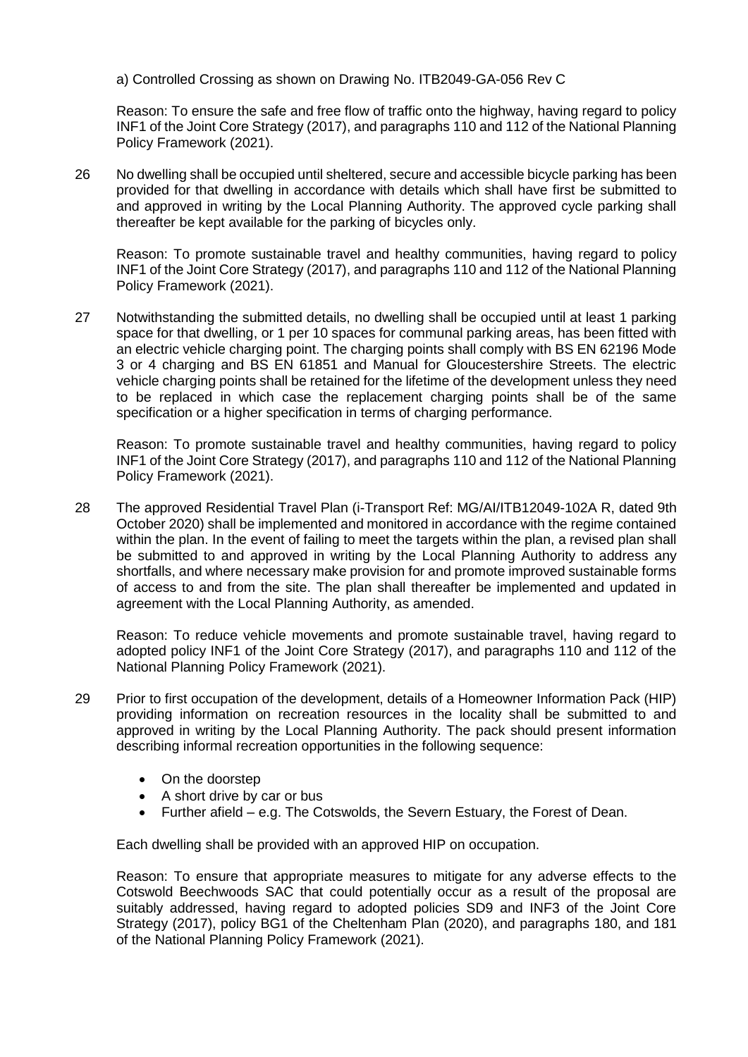a) Controlled Crossing as shown on Drawing No. ITB2049-GA-056 Rev C

Reason: To ensure the safe and free flow of traffic onto the highway, having regard to policy INF1 of the Joint Core Strategy (2017), and paragraphs 110 and 112 of the National Planning Policy Framework (2021).

26 No dwelling shall be occupied until sheltered, secure and accessible bicycle parking has been provided for that dwelling in accordance with details which shall have first be submitted to and approved in writing by the Local Planning Authority. The approved cycle parking shall thereafter be kept available for the parking of bicycles only.

Reason: To promote sustainable travel and healthy communities, having regard to policy INF1 of the Joint Core Strategy (2017), and paragraphs 110 and 112 of the National Planning Policy Framework (2021).

27 Notwithstanding the submitted details, no dwelling shall be occupied until at least 1 parking space for that dwelling, or 1 per 10 spaces for communal parking areas, has been fitted with an electric vehicle charging point. The charging points shall comply with BS EN 62196 Mode 3 or 4 charging and BS EN 61851 and Manual for Gloucestershire Streets. The electric vehicle charging points shall be retained for the lifetime of the development unless they need to be replaced in which case the replacement charging points shall be of the same specification or a higher specification in terms of charging performance.

Reason: To promote sustainable travel and healthy communities, having regard to policy INF1 of the Joint Core Strategy (2017), and paragraphs 110 and 112 of the National Planning Policy Framework (2021).

28 The approved Residential Travel Plan (i-Transport Ref: MG/AI/ITB12049-102A R, dated 9th October 2020) shall be implemented and monitored in accordance with the regime contained within the plan. In the event of failing to meet the targets within the plan, a revised plan shall be submitted to and approved in writing by the Local Planning Authority to address any shortfalls, and where necessary make provision for and promote improved sustainable forms of access to and from the site. The plan shall thereafter be implemented and updated in agreement with the Local Planning Authority, as amended.

Reason: To reduce vehicle movements and promote sustainable travel, having regard to adopted policy INF1 of the Joint Core Strategy (2017), and paragraphs 110 and 112 of the National Planning Policy Framework (2021).

29 Prior to first occupation of the development, details of a Homeowner Information Pack (HIP) providing information on recreation resources in the locality shall be submitted to and approved in writing by the Local Planning Authority. The pack should present information describing informal recreation opportunities in the following sequence:

- On the doorstep
- A short drive by car or bus
- Further afield – e.g. The Cotswolds, the Severn Estuary, the Forest of Dean.

Each dwelling shall be provided with an approved HIP on occupation.

Reason: To ensure that appropriate measures to mitigate for any adverse effects to the Cotswold Beechwoods SAC that could potentially occur as a result of the proposal are suitably addressed, having regard to adopted policies SD9 and INF3 of the Joint Core Strategy (2017), policy BG1 of the Cheltenham Plan (2020), and paragraphs 180, and 181 of the National Planning Policy Framework (2021).